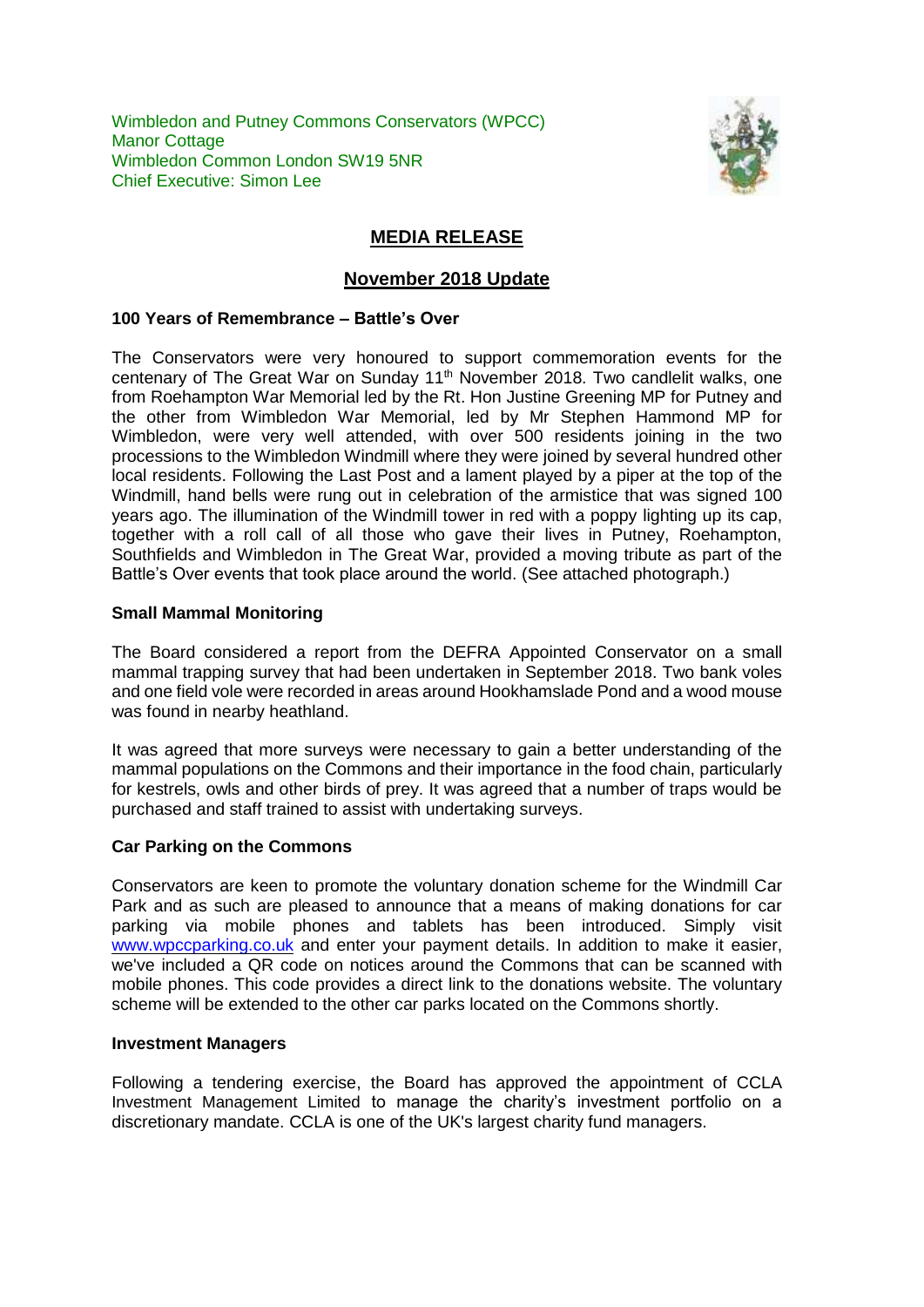Wimbledon and Putney Commons Conservators (WPCC)
Manor Cottage
Wimbledon Common London SW19 5NR
Chief Executive: Simon Lee

# MEDIA RELEASE

## November 2018 Update

### 100 Years of Remembrance – Battle's Over

The Conservators were very honoured to support commemoration events for the centenary of The Great War on Sunday 11th November 2018. Two candlelit walks, one from Roehampton War Memorial led by the Rt. Hon Justine Greening MP for Putney and the other from Wimbledon War Memorial, led by Mr Stephen Hammond MP for Wimbledon, were very well attended, with over 500 residents joining in the two processions to the Wimbledon Windmill where they were joined by several hundred other local residents. Following the Last Post and a lament played by a piper at the top of the Windmill, hand bells were rung out in celebration of the armistice that was signed 100 years ago. The illumination of the Windmill tower in red with a poppy lighting up its cap, together with a roll call of all those who gave their lives in Putney, Roehampton, Southfields and Wimbledon in The Great War, provided a moving tribute as part of the Battle's Over events that took place around the world. (See attached photograph.)

### Small Mammal Monitoring

The Board considered a report from the DEFRA Appointed Conservator on a small mammal trapping survey that had been undertaken in September 2018. Two bank voles and one field vole were recorded in areas around Hookhamslade Pond and a wood mouse was found in nearby heathland.

It was agreed that more surveys were necessary to gain a better understanding of the mammal populations on the Commons and their importance in the food chain, particularly for kestrels, owls and other birds of prey. It was agreed that a number of traps would be purchased and staff trained to assist with undertaking surveys.

### Car Parking on the Commons

Conservators are keen to promote the voluntary donation scheme for the Windmill Car Park and as such are pleased to announce that a means of making donations for car parking via mobile phones and tablets has been introduced. Simply visit www.wpccparking.co.uk and enter your payment details. In addition to make it easier, we've included a QR code on notices around the Commons that can be scanned with mobile phones. This code provides a direct link to the donations website. The voluntary scheme will be extended to the other car parks located on the Commons shortly.

### Investment Managers

Following a tendering exercise, the Board has approved the appointment of CCLA Investment Management Limited to manage the charity's investment portfolio on a discretionary mandate. CCLA is one of the UK's largest charity fund managers.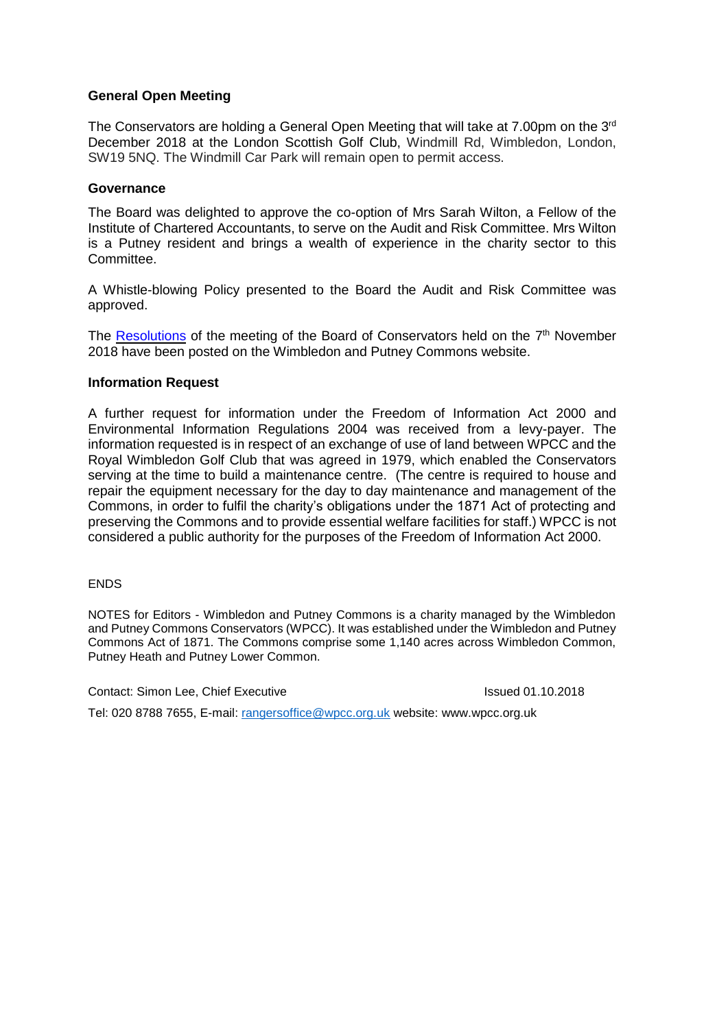### General Open Meeting

The Conservators are holding a General Open Meeting that will take at 7.00pm on the 3rd December 2018 at the London Scottish Golf Club, Windmill Rd, Wimbledon, London, SW19 5NQ. The Windmill Car Park will remain open to permit access.

### Governance

The Board was delighted to approve the co-option of Mrs Sarah Wilton, a Fellow of the Institute of Chartered Accountants, to serve on the Audit and Risk Committee. Mrs Wilton is a Putney resident and brings a wealth of experience in the charity sector to this Committee.

A Whistle-blowing Policy presented to the Board the Audit and Risk Committee was approved.

The Resolutions of the meeting of the Board of Conservators held on the 7th November 2018 have been posted on the Wimbledon and Putney Commons website.

### Information Request

A further request for information under the Freedom of Information Act 2000 and Environmental Information Regulations 2004 was received from a levy-payer. The information requested is in respect of an exchange of use of land between WPCC and the Royal Wimbledon Golf Club that was agreed in 1979, which enabled the Conservators serving at the time to build a maintenance centre. (The centre is required to house and repair the equipment necessary for the day to day maintenance and management of the Commons, in order to fulfil the charity's obligations under the 1871 Act of protecting and preserving the Commons and to provide essential welfare facilities for staff.) WPCC is not considered a public authority for the purposes of the Freedom of Information Act 2000.

ENDS

NOTES for Editors - Wimbledon and Putney Commons is a charity managed by the Wimbledon and Putney Commons Conservators (WPCC). It was established under the Wimbledon and Putney Commons Act of 1871. The Commons comprise some 1,140 acres across Wimbledon Common, Putney Heath and Putney Lower Common.

Contact: Simon Lee, Chief Executive Issued 01.10.2018

Tel: 020 8788 7655, E-mail: rangersoffice@wpcc.org.uk website: www.wpcc.org.uk